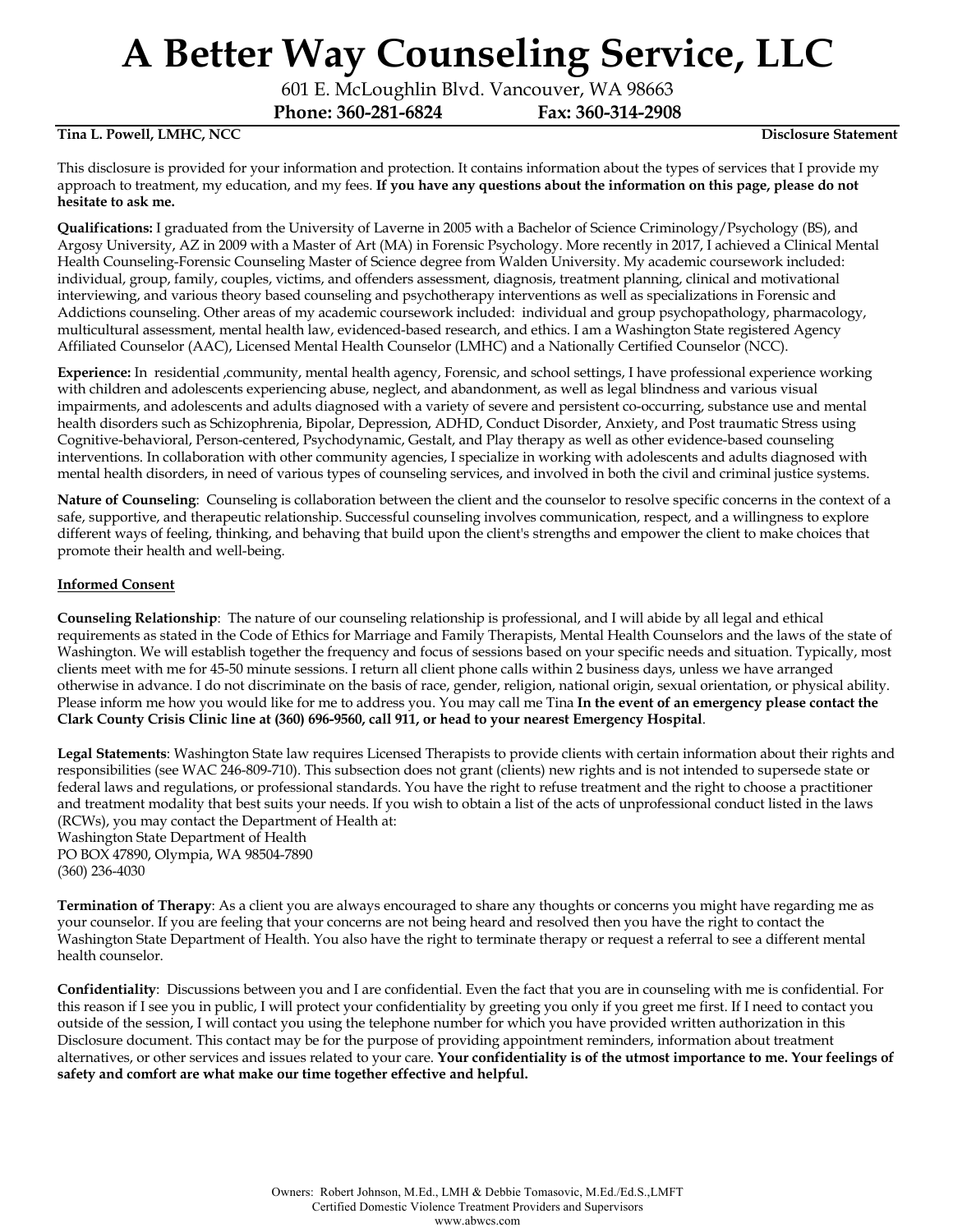# A Better Way Counseling Service, LLC

601 E. McLoughlin Blvd. Vancouver, WA 98663

**Phone: 360-281-6824 Fax: 360-314-2908**

**Tina L. Powell, LMHC, NCC** **Disclosure Statement**

This disclosure is provided for your information and protection. It contains information about the types of services that I provide my approach to treatment, my education, and my fees. **If you have any questions about the information on this page, please do not hesitate to ask me.**

**Qualifications:** I graduated from the University of Laverne in 2005 with a Bachelor of Science Criminology/Psychology (BS), and Argosy University, AZ in 2009 with a Master of Art (MA) in Forensic Psychology. More recently in 2017, I achieved a Clinical Mental Health Counseling-Forensic Counseling Master of Science degree from Walden University. My academic coursework included: individual, group, family, couples, victims, and offenders assessment, diagnosis, treatment planning, clinical and motivational interviewing, and various theory based counseling and psychotherapy interventions as well as specializations in Forensic and Addictions counseling. Other areas of my academic coursework included: individual and group psychopathology, pharmacology, multicultural assessment, mental health law, evidenced-based research, and ethics. I am a Washington State registered Agency Affiliated Counselor (AAC), Licensed Mental Health Counselor (LMHC) and a Nationally Certified Counselor (NCC).

**Experience:** In residential ,community, mental health agency, Forensic, and school settings, I have professional experience working with children and adolescents experiencing abuse, neglect, and abandonment, as well as legal blindness and various visual impairments, and adolescents and adults diagnosed with a variety of severe and persistent co-occurring, substance use and mental health disorders such as Schizophrenia, Bipolar, Depression, ADHD, Conduct Disorder, Anxiety, and Post traumatic Stress using Cognitive-behavioral, Person-centered, Psychodynamic, Gestalt, and Play therapy as well as other evidence-based counseling interventions. In collaboration with other community agencies, I specialize in working with adolescents and adults diagnosed with mental health disorders, in need of various types of counseling services, and involved in both the civil and criminal justice systems.

**Nature of Counseling**: Counseling is collaboration between the client and the counselor to resolve specific concerns in the context of a safe, supportive, and therapeutic relationship. Successful counseling involves communication, respect, and a willingness to explore different ways of feeling, thinking, and behaving that build upon the client's strengths and empower the client to make choices that promote their health and well-being.

## Informed Consent

**Counseling Relationship**: The nature of our counseling relationship is professional, and I will abide by all legal and ethical requirements as stated in the Code of Ethics for Marriage and Family Therapists, Mental Health Counselors and the laws of the state of Washington. We will establish together the frequency and focus of sessions based on your specific needs and situation. Typically, most clients meet with me for 45-50 minute sessions. I return all client phone calls within 2 business days, unless we have arranged otherwise in advance. I do not discriminate on the basis of race, gender, religion, national origin, sexual orientation, or physical ability. Please inform me how you would like for me to address you. You may call me Tina **In the event of an emergency please contact the Clark County Crisis Clinic line at (360) 696-9560, call 911, or head to your nearest Emergency Hospital**.

**Legal Statements**: Washington State law requires Licensed Therapists to provide clients with certain information about their rights and responsibilities (see WAC 246-809-710). This subsection does not grant (clients) new rights and is not intended to supersede state or federal laws and regulations, or professional standards. You have the right to refuse treatment and the right to choose a practitioner and treatment modality that best suits your needs. If you wish to obtain a list of the acts of unprofessional conduct listed in the laws (RCWs), you may contact the Department of Health at:
Washington State Department of Health
PO BOX 47890, Olympia, WA 98504-7890
(360) 236-4030

**Termination of Therapy**: As a client you are always encouraged to share any thoughts or concerns you might have regarding me as your counselor. If you are feeling that your concerns are not being heard and resolved then you have the right to contact the Washington State Department of Health. You also have the right to terminate therapy or request a referral to see a different mental health counselor.

**Confidentiality**: Discussions between you and I are confidential. Even the fact that you are in counseling with me is confidential. For this reason if I see you in public, I will protect your confidentiality by greeting you only if you greet me first. If I need to contact you outside of the session, I will contact you using the telephone number for which you have provided written authorization in this Disclosure document. This contact may be for the purpose of providing appointment reminders, information about treatment alternatives, or other services and issues related to your care. **Your confidentiality is of the utmost importance to me. Your feelings of safety and comfort are what make our time together effective and helpful.**

Owners: Robert Johnson, M.Ed., LMH & Debbie Tomasovic, M.Ed./Ed.S.,LMFT
Certified Domestic Violence Treatment Providers and Supervisors
www.abwcs.com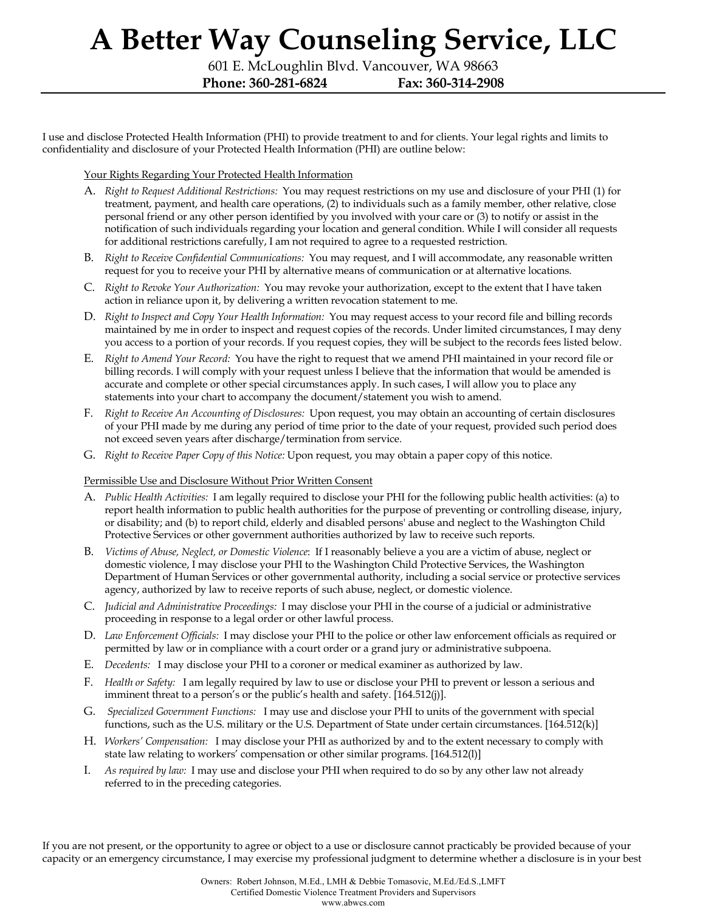# A Better Way Counseling Service, LLC

601 E. McLoughlin Blvd. Vancouver, WA 98663

**Phone: 360-281-6824 Fax: 360-314-2908**

I use and disclose Protected Health Information (PHI) to provide treatment to and for clients. Your legal rights and limits to confidentiality and disclosure of your Protected Health Information (PHI) are outline below:

Your Rights Regarding Your Protected Health Information

A. *Right to Request Additional Restrictions:* You may request restrictions on my use and disclosure of your PHI (1) for treatment, payment, and health care operations, (2) to individuals such as a family member, other relative, close personal friend or any other person identified by you involved with your care or (3) to notify or assist in the notification of such individuals regarding your location and general condition. While I will consider all requests for additional restrictions carefully, I am not required to agree to a requested restriction.

B. *Right to Receive Confidential Communications:* You may request, and I will accommodate, any reasonable written request for you to receive your PHI by alternative means of communication or at alternative locations.

C. *Right to Revoke Your Authorization:* You may revoke your authorization, except to the extent that I have taken action in reliance upon it, by delivering a written revocation statement to me.

D. *Right to Inspect and Copy Your Health Information:* You may request access to your record file and billing records maintained by me in order to inspect and request copies of the records. Under limited circumstances, I may deny you access to a portion of your records. If you request copies, they will be subject to the records fees listed below.

E. *Right to Amend Your Record:* You have the right to request that we amend PHI maintained in your record file or billing records. I will comply with your request unless I believe that the information that would be amended is accurate and complete or other special circumstances apply. In such cases, I will allow you to place any statements into your chart to accompany the document/statement you wish to amend.

F. *Right to Receive An Accounting of Disclosures:* Upon request, you may obtain an accounting of certain disclosures of your PHI made by me during any period of time prior to the date of your request, provided such period does not exceed seven years after discharge/termination from service.

G. *Right to Receive Paper Copy of this Notice:* Upon request, you may obtain a paper copy of this notice.

Permissible Use and Disclosure Without Prior Written Consent

A. *Public Health Activities:* I am legally required to disclose your PHI for the following public health activities: (a) to report health information to public health authorities for the purpose of preventing or controlling disease, injury, or disability; and (b) to report child, elderly and disabled persons' abuse and neglect to the Washington Child Protective Services or other government authorities authorized by law to receive such reports.

B. *Victims of Abuse, Neglect, or Domestic Violence*: If I reasonably believe a you are a victim of abuse, neglect or domestic violence, I may disclose your PHI to the Washington Child Protective Services, the Washington Department of Human Services or other governmental authority, including a social service or protective services agency, authorized by law to receive reports of such abuse, neglect, or domestic violence.

C. *Judicial and Administrative Proceedings:* I may disclose your PHI in the course of a judicial or administrative proceeding in response to a legal order or other lawful process.

D. *Law Enforcement Officials:* I may disclose your PHI to the police or other law enforcement officials as required or permitted by law or in compliance with a court order or a grand jury or administrative subpoena.

E. *Decedents:* I may disclose your PHI to a coroner or medical examiner as authorized by law.

F. *Health or Safety:* I am legally required by law to use or disclose your PHI to prevent or lesson a serious and imminent threat to a person's or the public's health and safety. [164.512(j)].

G. *Specialized Government Functions:* I may use and disclose your PHI to units of the government with special functions, such as the U.S. military or the U.S. Department of State under certain circumstances. [164.512(k)]

H. *Workers' Compensation:* I may disclose your PHI as authorized by and to the extent necessary to comply with state law relating to workers' compensation or other similar programs. [164.512(l)]

I. *As required by law:* I may use and disclose your PHI when required to do so by any other law not already referred to in the preceding categories.

If you are not present, or the opportunity to agree or object to a use or disclosure cannot practicably be provided because of your capacity or an emergency circumstance, I may exercise my professional judgment to determine whether a disclosure is in your best

Owners: Robert Johnson, M.Ed., LMH & Debbie Tomasovic, M.Ed./Ed.S.,LMFT
Certified Domestic Violence Treatment Providers and Supervisors
www.abwcs.com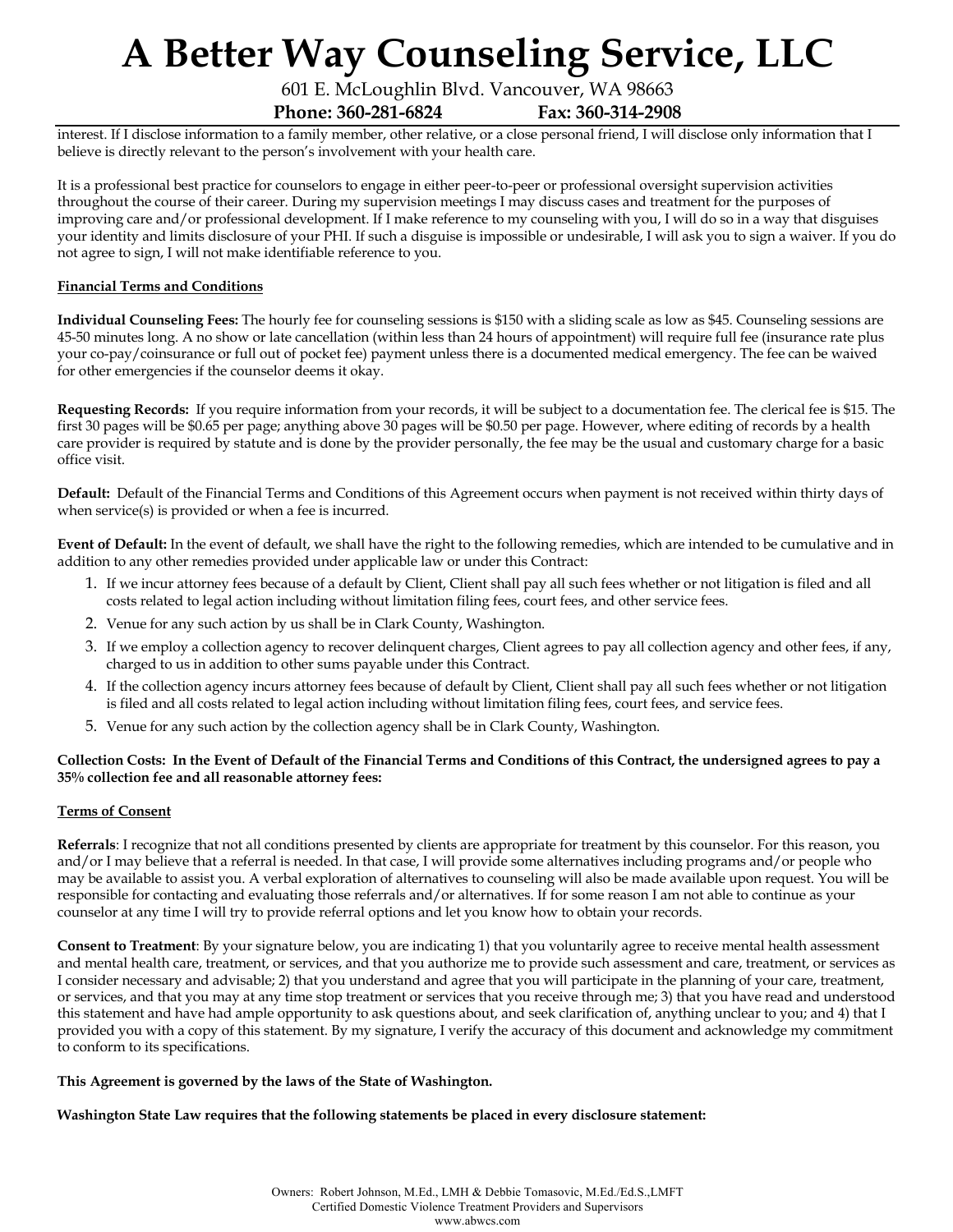interest. If I disclose information to a family member, other relative, or a close personal friend, I will disclose only information that I believe is directly relevant to the person's involvement with your health care.

It is a professional best practice for counselors to engage in either peer-to-peer or professional oversight supervision activities throughout the course of their career. During my supervision meetings I may discuss cases and treatment for the purposes of improving care and/or professional development. If I make reference to my counseling with you, I will do so in a way that disguises your identity and limits disclosure of your PHI. If such a disguise is impossible or undesirable, I will ask you to sign a waiver. If you do not agree to sign, I will not make identifiable reference to you.

## Financial Terms and Conditions

**Individual Counseling Fees:** The hourly fee for counseling sessions is $150 with a sliding scale as low as $45. Counseling sessions are 45-50 minutes long. A no show or late cancellation (within less than 24 hours of appointment) will require full fee (insurance rate plus your co-pay/coinsurance or full out of pocket fee) payment unless there is a documented medical emergency. The fee can be waived for other emergencies if the counselor deems it okay.

**Requesting Records:** If you require information from your records, it will be subject to a documentation fee. The clerical fee is $15. The first 30 pages will be $0.65 per page; anything above 30 pages will be $0.50 per page. However, where editing of records by a health care provider is required by statute and is done by the provider personally, the fee may be the usual and customary charge for a basic office visit.

**Default:** Default of the Financial Terms and Conditions of this Agreement occurs when payment is not received within thirty days of when service(s) is provided or when a fee is incurred.

**Event of Default:** In the event of default, we shall have the right to the following remedies, which are intended to be cumulative and in addition to any other remedies provided under applicable law or under this Contract:

1. If we incur attorney fees because of a default by Client, Client shall pay all such fees whether or not litigation is filed and all costs related to legal action including without limitation filing fees, court fees, and other service fees.
2. Venue for any such action by us shall be in Clark County, Washington.
3. If we employ a collection agency to recover delinquent charges, Client agrees to pay all collection agency and other fees, if any, charged to us in addition to other sums payable under this Contract.
4. If the collection agency incurs attorney fees because of default by Client, Client shall pay all such fees whether or not litigation is filed and all costs related to legal action including without limitation filing fees, court fees, and service fees.
5. Venue for any such action by the collection agency shall be in Clark County, Washington.

**Collection Costs: In the Event of Default of the Financial Terms and Conditions of this Contract, the undersigned agrees to pay a 35% collection fee and all reasonable attorney fees:**

## Terms of Consent

**Referrals**: I recognize that not all conditions presented by clients are appropriate for treatment by this counselor. For this reason, you and/or I may believe that a referral is needed. In that case, I will provide some alternatives including programs and/or people who may be available to assist you. A verbal exploration of alternatives to counseling will also be made available upon request. You will be responsible for contacting and evaluating those referrals and/or alternatives. If for some reason I am not able to continue as your counselor at any time I will try to provide referral options and let you know how to obtain your records.

**Consent to Treatment**: By your signature below, you are indicating 1) that you voluntarily agree to receive mental health assessment and mental health care, treatment, or services, and that you authorize me to provide such assessment and care, treatment, or services as I consider necessary and advisable; 2) that you understand and agree that you will participate in the planning of your care, treatment, or services, and that you may at any time stop treatment or services that you receive through me; 3) that you have read and understood this statement and have had ample opportunity to ask questions about, and seek clarification of, anything unclear to you; and 4) that I provided you with a copy of this statement. By my signature, I verify the accuracy of this document and acknowledge my commitment to conform to its specifications.

**This Agreement is governed by the laws of the State of Washington.**

**Washington State Law requires that the following statements be placed in every disclosure statement:**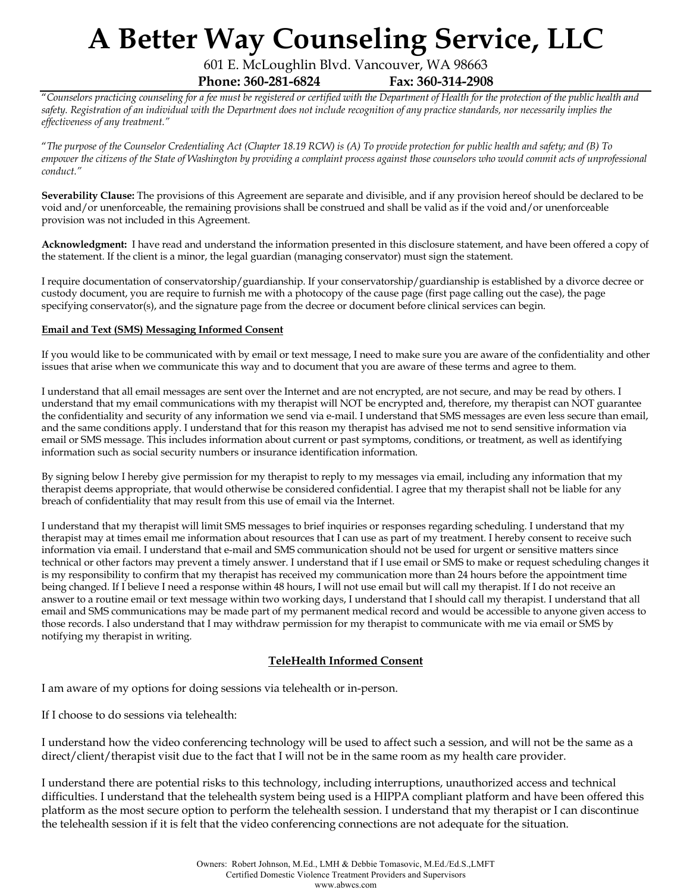# A Better Way Counseling Service, LLC

601 E. McLoughlin Blvd. Vancouver, WA 98663

**Phone: 360-281-6824 Fax: 360-314-2908**

"*Counselors practicing counseling for a fee must be registered or certified with the Department of Health for the protection of the public health and safety. Registration of an individual with the Department does not include recognition of any practice standards, nor necessarily implies the effectiveness of any treatment.*"

"*The purpose of the Counselor Credentialing Act (Chapter 18.19 RCW) is (A) To provide protection for public health and safety; and (B) To empower the citizens of the State of Washington by providing a complaint process against those counselors who would commit acts of unprofessional conduct.*"

**Severability Clause:** The provisions of this Agreement are separate and divisible, and if any provision hereof should be declared to be void and/or unenforceable, the remaining provisions shall be construed and shall be valid as if the void and/or unenforceable provision was not included in this Agreement.

**Acknowledgment:** I have read and understand the information presented in this disclosure statement, and have been offered a copy of the statement. If the client is a minor, the legal guardian (managing conservator) must sign the statement.

I require documentation of conservatorship/guardianship. If your conservatorship/guardianship is established by a divorce decree or custody document, you are require to furnish me with a photocopy of the cause page (first page calling out the case), the page specifying conservator(s), and the signature page from the decree or document before clinical services can begin.

**Email and Text (SMS) Messaging Informed Consent**

If you would like to be communicated with by email or text message, I need to make sure you are aware of the confidentiality and other issues that arise when we communicate this way and to document that you are aware of these terms and agree to them.

I understand that all email messages are sent over the Internet and are not encrypted, are not secure, and may be read by others. I understand that my email communications with my therapist will NOT be encrypted and, therefore, my therapist can NOT guarantee the confidentiality and security of any information we send via e-mail. I understand that SMS messages are even less secure than email, and the same conditions apply. I understand that for this reason my therapist has advised me not to send sensitive information via email or SMS message. This includes information about current or past symptoms, conditions, or treatment, as well as identifying information such as social security numbers or insurance identification information.

By signing below I hereby give permission for my therapist to reply to my messages via email, including any information that my therapist deems appropriate, that would otherwise be considered confidential. I agree that my therapist shall not be liable for any breach of confidentiality that may result from this use of email via the Internet.

I understand that my therapist will limit SMS messages to brief inquiries or responses regarding scheduling. I understand that my therapist may at times email me information about resources that I can use as part of my treatment. I hereby consent to receive such information via email. I understand that e-mail and SMS communication should not be used for urgent or sensitive matters since technical or other factors may prevent a timely answer. I understand that if I use email or SMS to make or request scheduling changes it is my responsibility to confirm that my therapist has received my communication more than 24 hours before the appointment time being changed. If I believe I need a response within 48 hours, I will not use email but will call my therapist. If I do not receive an answer to a routine email or text message within two working days, I understand that I should call my therapist. I understand that all email and SMS communications may be made part of my permanent medical record and would be accessible to anyone given access to those records. I also understand that I may withdraw permission for my therapist to communicate with me via email or SMS by notifying my therapist in writing.

**TeleHealth Informed Consent**

I am aware of my options for doing sessions via telehealth or in-person.

If I choose to do sessions via telehealth:

I understand how the video conferencing technology will be used to affect such a session, and will not be the same as a direct/client/therapist visit due to the fact that I will not be in the same room as my health care provider.

I understand there are potential risks to this technology, including interruptions, unauthorized access and technical difficulties. I understand that the telehealth system being used is a HIPPA compliant platform and have been offered this platform as the most secure option to perform the telehealth session. I understand that my therapist or I can discontinue the telehealth session if it is felt that the video conferencing connections are not adequate for the situation.

Owners: Robert Johnson, M.Ed., LMH & Debbie Tomasovic, M.Ed./Ed.S.,LMFT
Certified Domestic Violence Treatment Providers and Supervisors
www.abwcs.com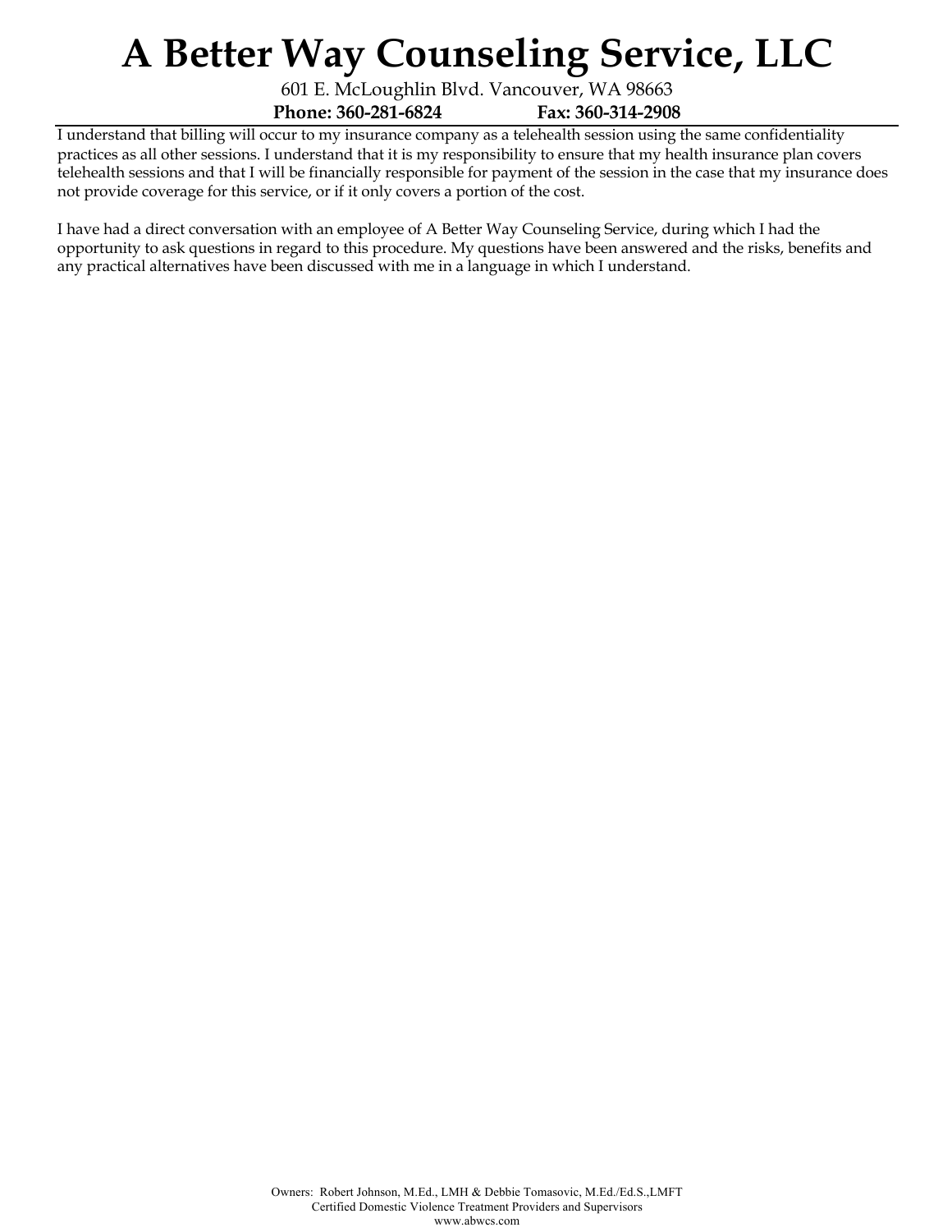I understand that billing will occur to my insurance company as a telehealth session using the same confidentiality practices as all other sessions. I understand that it is my responsibility to ensure that my health insurance plan covers telehealth sessions and that I will be financially responsible for payment of the session in the case that my insurance does not provide coverage for this service, or if it only covers a portion of the cost.

I have had a direct conversation with an employee of A Better Way Counseling Service, during which I had the opportunity to ask questions in regard to this procedure. My questions have been answered and the risks, benefits and any practical alternatives have been discussed with me in a language in which I understand.